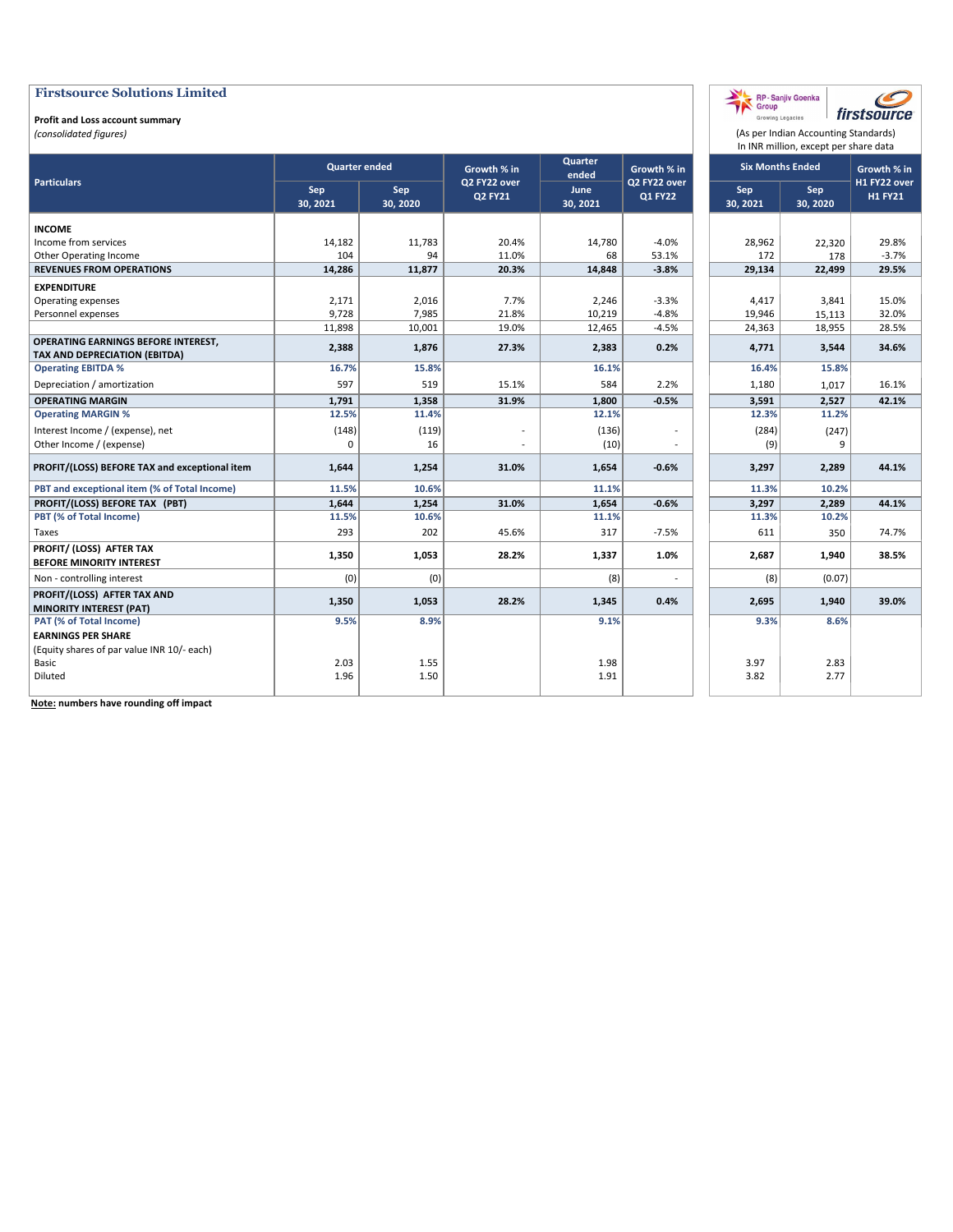# Firstsource Solutions Limited

**Profit and Loss account summary**

*(consolidated figures)*

(As per Indian Accounting Standards)
In INR million, except per share data

| Particulars | Quarter ended | | Growth % in Q2 FY22 over Q2 FY21 | Quarter ended | Growth % in Q2 FY22 over Q1 FY22 | Six Months Ended | | Growth % in H1 FY22 over H1 FY21 |
|---|---|---|---|---|---|---|---|---|
| | Sep 30, 2021 | Sep 30, 2020 | | June 30, 2021 | | Sep 30, 2021 | Sep 30, 2020 | |
| **INCOME** | | | | | | | | |
| Income from services | 14,182 | 11,783 | 20.4% | 14,780 | -4.0% | 28,962 | 22,320 | 29.8% |
| Other Operating Income | 104 | 94 | 11.0% | 68 | 53.1% | 172 | 178 | -3.7% |
| **REVENUES FROM OPERATIONS** | **14,286** | **11,877** | **20.3%** | **14,848** | **-3.8%** | **29,134** | **22,499** | **29.5%** |
| **EXPENDITURE** | | | | | | | | |
| Operating expenses | 2,171 | 2,016 | 7.7% | 2,246 | -3.3% | 4,417 | 3,841 | 15.0% |
| Personnel expenses | 9,728 | 7,985 | 21.8% | 10,219 | -4.8% | 19,946 | 15,113 | 32.0% |
| | 11,898 | 10,001 | 19.0% | 12,465 | -4.5% | 24,363 | 18,955 | 28.5% |
| **OPERATING EARNINGS BEFORE INTEREST, TAX AND DEPRECIATION (EBITDA)** | **2,388** | **1,876** | **27.3%** | **2,383** | **0.2%** | **4,771** | **3,544** | **34.6%** |
| **Operating EBITDA %** | **16.7%** | **15.8%** | | **16.1%** | | **16.4%** | **15.8%** | |
| Depreciation / amortization | 597 | 519 | 15.1% | 584 | 2.2% | 1,180 | 1,017 | 16.1% |
| **OPERATING MARGIN** | **1,791** | **1,358** | **31.9%** | **1,800** | **-0.5%** | **3,591** | **2,527** | **42.1%** |
| **Operating MARGIN %** | **12.5%** | **11.4%** | | **12.1%** | | **12.3%** | **11.2%** | |
| Interest Income / (expense), net | (148) | (119) | - | (136) | - | (284) | (247) | |
| Other Income / (expense) | 0 | 16 | - | (10) | - | (9) | 9 | |
| **PROFIT/(LOSS) BEFORE TAX and exceptional item** | **1,644** | **1,254** | **31.0%** | **1,654** | **-0.6%** | **3,297** | **2,289** | **44.1%** |
| **PBT and exceptional item (% of Total Income)** | **11.5%** | **10.6%** | | **11.1%** | | **11.3%** | **10.2%** | |
| **PROFIT/(LOSS) BEFORE TAX (PBT)** | **1,644** | **1,254** | **31.0%** | **1,654** | **-0.6%** | **3,297** | **2,289** | **44.1%** |
| **PBT (% of Total Income)** | **11.5%** | **10.6%** | | **11.1%** | | **11.3%** | **10.2%** | |
| Taxes | 293 | 202 | 45.6% | 317 | -7.5% | 611 | 350 | 74.7% |
| **PROFIT/ (LOSS) AFTER TAX BEFORE MINORITY INTEREST** | **1,350** | **1,053** | **28.2%** | **1,337** | **1.0%** | **2,687** | **1,940** | **38.5%** |
| Non - controlling interest | (0) | (0) | | (8) | - | (8) | (0.07) | |
| **PROFIT/(LOSS) AFTER TAX AND MINORITY INTEREST (PAT)** | **1,350** | **1,053** | **28.2%** | **1,345** | **0.4%** | **2,695** | **1,940** | **39.0%** |
| **PAT (% of Total Income)** | **9.5%** | **8.9%** | | **9.1%** | | **9.3%** | **8.6%** | |
| **EARNINGS PER SHARE** | | | | | | | | |
| (Equity shares of par value INR 10/- each) | | | | | | | | |
| Basic | 2.03 | 1.55 | | 1.98 | | 3.97 | 2.83 | |
| Diluted | 1.96 | 1.50 | | 1.91 | | 3.82 | 2.77 | |

**Note: numbers have rounding off impact**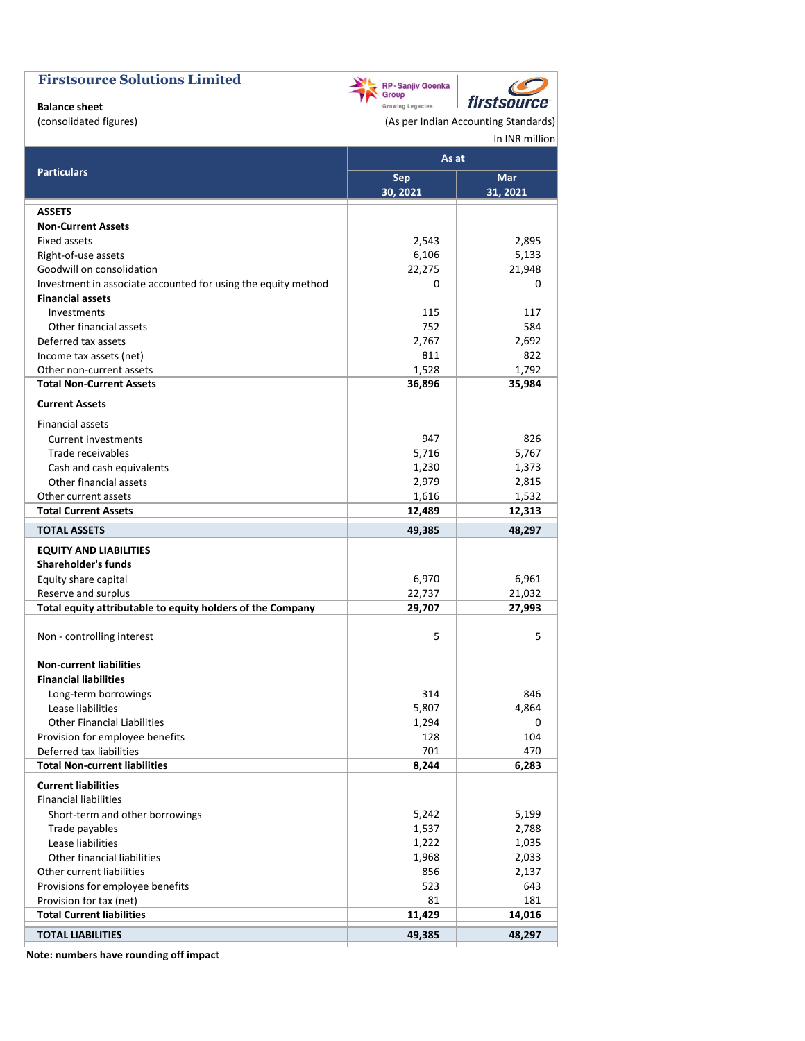# Firstsource Solutions Limited

**Balance sheet**

(consolidated figures)

(As per Indian Accounting Standards)

In INR million

| Particulars | As at | |
|---|---|---|
| | Sep 30, 2021 | Mar 31, 2021 |
| **ASSETS** | | |
| **Non-Current Assets** | | |
| Fixed assets | 2,543 | 2,895 |
| Right-of-use assets | 6,106 | 5,133 |
| Goodwill on consolidation | 22,275 | 21,948 |
| Investment in associate accounted for using the equity method | 0 | 0 |
| **Financial assets** | | |
| Investments | 115 | 117 |
| Other financial assets | 752 | 584 |
| Deferred tax assets | 2,767 | 2,692 |
| Income tax assets (net) | 811 | 822 |
| Other non-current assets | 1,528 | 1,792 |
| **Total Non-Current Assets** | **36,896** | **35,984** |
| **Current Assets** | | |
| Financial assets | | |
| Current investments | 947 | 826 |
| Trade receivables | 5,716 | 5,767 |
| Cash and cash equivalents | 1,230 | 1,373 |
| Other financial assets | 2,979 | 2,815 |
| Other current assets | 1,616 | 1,532 |
| **Total Current Assets** | **12,489** | **12,313** |
| **TOTAL ASSETS** | **49,385** | **48,297** |
| **EQUITY AND LIABILITIES** | | |
| **Shareholder's funds** | | |
| Equity share capital | 6,970 | 6,961 |
| Reserve and surplus | 22,737 | 21,032 |
| **Total equity attributable to equity holders of the Company** | **29,707** | **27,993** |
| Non - controlling interest | 5 | 5 |
| **Non-current liabilities** | | |
| **Financial liabilities** | | |
| Long-term borrowings | 314 | 846 |
| Lease liabilities | 5,807 | 4,864 |
| Other Financial Liabilities | 1,294 | 0 |
| Provision for employee benefits | 128 | 104 |
| Deferred tax liabilities | 701 | 470 |
| **Total Non-current liabilities** | **8,244** | **6,283** |
| **Current liabilities** | | |
| Financial liabilities | | |
| Short-term and other borrowings | 5,242 | 5,199 |
| Trade payables | 1,537 | 2,788 |
| Lease liabilities | 1,222 | 1,035 |
| Other financial liabilities | 1,968 | 2,033 |
| Other current liabilities | 856 | 2,137 |
| Provisions for employee benefits | 523 | 643 |
| Provision for tax (net) | 81 | 181 |
| **Total Current liabilities** | **11,429** | **14,016** |
| **TOTAL LIABILITIES** | **49,385** | **48,297** |

**Note: numbers have rounding off impact**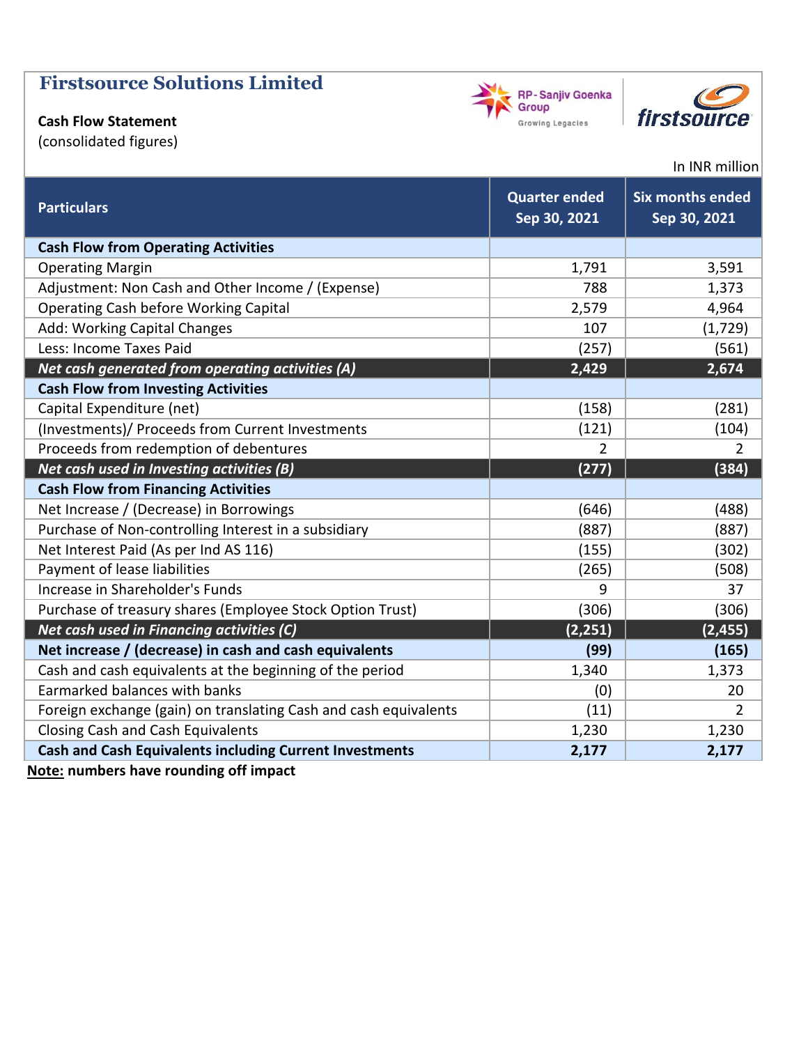# Firstsource Solutions Limited

**Cash Flow Statement**

(consolidated figures)

In INR million

| Particulars | Quarter ended Sep 30, 2021 | Six months ended Sep 30, 2021 |
|---|---|---|
| **Cash Flow from Operating Activities** | | |
| Operating Margin | 1,791 | 3,591 |
| Adjustment: Non Cash and Other Income / (Expense) | 788 | 1,373 |
| Operating Cash before Working Capital | 2,579 | 4,964 |
| Add: Working Capital Changes | 107 | (1,729) |
| Less: Income Taxes Paid | (257) | (561) |
| ***Net cash generated from operating activities (A)*** | **2,429** | **2,674** |
| **Cash Flow from Investing Activities** | | |
| Capital Expenditure (net) | (158) | (281) |
| (Investments)/ Proceeds from Current Investments | (121) | (104) |
| Proceeds from redemption of debentures | 2 | 2 |
| ***Net cash used in Investing activities (B)*** | **(277)** | **(384)** |
| **Cash Flow from Financing Activities** | | |
| Net Increase / (Decrease) in Borrowings | (646) | (488) |
| Purchase of Non-controlling Interest in a subsidiary | (887) | (887) |
| Net Interest Paid (As per Ind AS 116) | (155) | (302) |
| Payment of lease liabilities | (265) | (508) |
| Increase in Shareholder's Funds | 9 | 37 |
| Purchase of treasury shares (Employee Stock Option Trust) | (306) | (306) |
| ***Net cash used in Financing activities (C)*** | **(2,251)** | **(2,455)** |
| **Net increase / (decrease) in cash and cash equivalents** | **(99)** | **(165)** |
| Cash and cash equivalents at the beginning of the period | 1,340 | 1,373 |
| Earmarked balances with banks | (0) | 20 |
| Foreign exchange (gain) on translating Cash and cash equivalents | (11) | 2 |
| Closing Cash and Cash Equivalents | 1,230 | 1,230 |
| **Cash and Cash Equivalents including Current Investments** | **2,177** | **2,177** |

**Note: numbers have rounding off impact**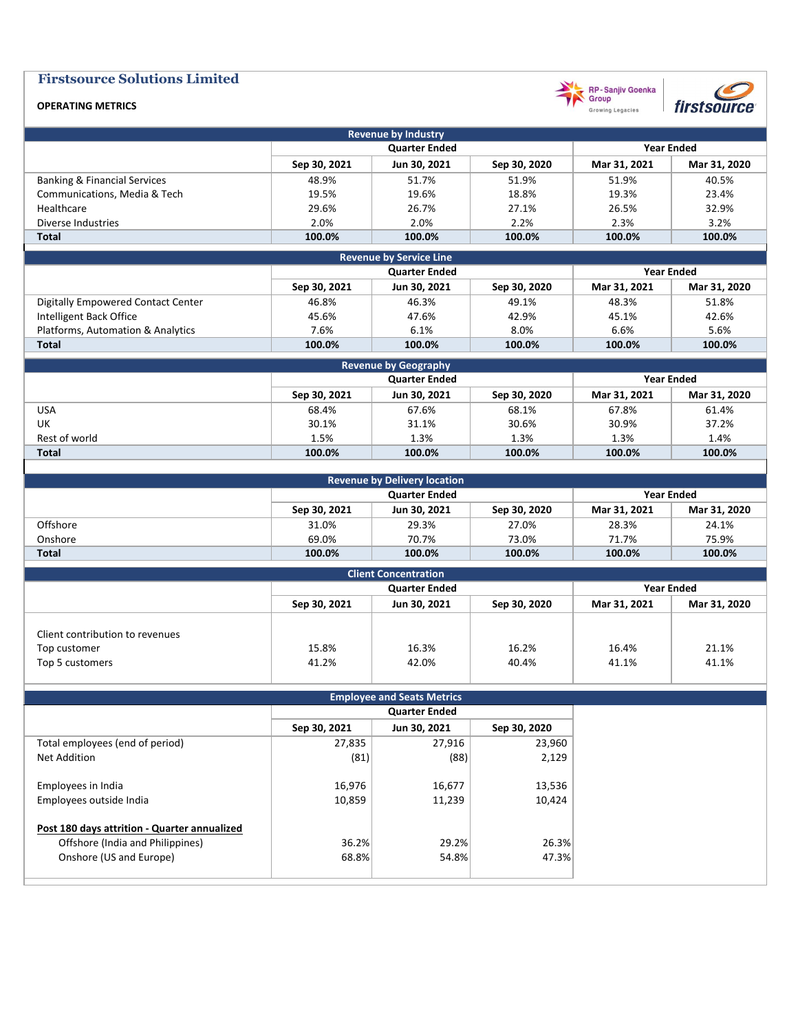# Firstsource Solutions Limited

**OPERATING METRICS**

| Revenue by Industry | Quarter Ended | | | Year Ended | |
|---|---|---|---|---|---|
| | Sep 30, 2021 | Jun 30, 2021 | Sep 30, 2020 | Mar 31, 2021 | Mar 31, 2020 |
| Banking & Financial Services | 48.9% | 51.7% | 51.9% | 51.9% | 40.5% |
| Communications, Media & Tech | 19.5% | 19.6% | 18.8% | 19.3% | 23.4% |
| Healthcare | 29.6% | 26.7% | 27.1% | 26.5% | 32.9% |
| Diverse Industries | 2.0% | 2.0% | 2.2% | 2.3% | 3.2% |
| **Total** | **100.0%** | **100.0%** | **100.0%** | **100.0%** | **100.0%** |

| Revenue by Service Line | Quarter Ended | | | Year Ended | |
|---|---|---|---|---|---|
| | Sep 30, 2021 | Jun 30, 2021 | Sep 30, 2020 | Mar 31, 2021 | Mar 31, 2020 |
| Digitally Empowered Contact Center | 46.8% | 46.3% | 49.1% | 48.3% | 51.8% |
| Intelligent Back Office | 45.6% | 47.6% | 42.9% | 45.1% | 42.6% |
| Platforms, Automation & Analytics | 7.6% | 6.1% | 8.0% | 6.6% | 5.6% |
| **Total** | **100.0%** | **100.0%** | **100.0%** | **100.0%** | **100.0%** |

| Revenue by Geography | Quarter Ended | | | Year Ended | |
|---|---|---|---|---|---|
| | Sep 30, 2021 | Jun 30, 2021 | Sep 30, 2020 | Mar 31, 2021 | Mar 31, 2020 |
| USA | 68.4% | 67.6% | 68.1% | 67.8% | 61.4% |
| UK | 30.1% | 31.1% | 30.6% | 30.9% | 37.2% |
| Rest of world | 1.5% | 1.3% | 1.3% | 1.3% | 1.4% |
| **Total** | **100.0%** | **100.0%** | **100.0%** | **100.0%** | **100.0%** |

| Revenue by Delivery location | Quarter Ended | | | Year Ended | |
|---|---|---|---|---|---|
| | Sep 30, 2021 | Jun 30, 2021 | Sep 30, 2020 | Mar 31, 2021 | Mar 31, 2020 |
| Offshore | 31.0% | 29.3% | 27.0% | 28.3% | 24.1% |
| Onshore | 69.0% | 70.7% | 73.0% | 71.7% | 75.9% |
| **Total** | **100.0%** | **100.0%** | **100.0%** | **100.0%** | **100.0%** |

| Client Concentration | Quarter Ended | | | Year Ended | |
|---|---|---|---|---|---|
| | Sep 30, 2021 | Jun 30, 2021 | Sep 30, 2020 | Mar 31, 2021 | Mar 31, 2020 |
| Client contribution to revenues | | | | | |
| Top customer | 15.8% | 16.3% | 16.2% | 16.4% | 21.1% |
| Top 5 customers | 41.2% | 42.0% | 40.4% | 41.1% | 41.1% |

| Employee and Seats Metrics | Quarter Ended | | |
|---|---|---|---|
| | Sep 30, 2021 | Jun 30, 2021 | Sep 30, 2020 |
| Total employees (end of period) | 27,835 | 27,916 | 23,960 |
| Net Addition | (81) | (88) | 2,129 |
| Employees in India | 16,976 | 16,677 | 13,536 |
| Employees outside India | 10,859 | 11,239 | 10,424 |
| **Post 180 days attrition - Quarter annualized** | | | |
| Offshore (India and Philippines) | 36.2% | 29.2% | 26.3% |
| Onshore (US and Europe) | 68.8% | 54.8% | 47.3% |